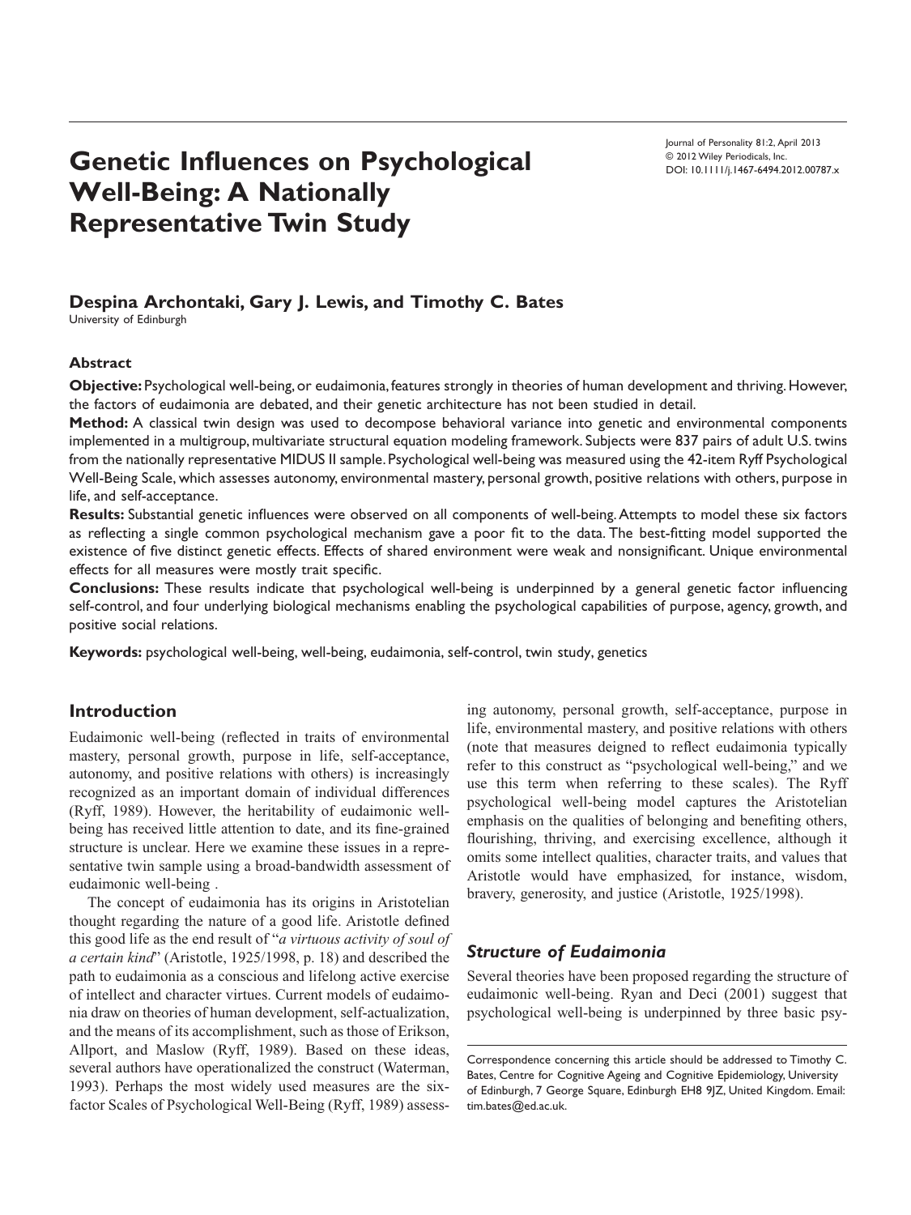# Genetic Influences on Psychological Well-Being: A Nationally Representative Twin Study

Journal of Personality 81:2, April 2013
© 2012 Wiley Periodicals, Inc.
DOI: 10.1111/j.1467-6494.2012.00787.x

**Despina Archontaki, Gary J. Lewis, and Timothy C. Bates**
University of Edinburgh

### Abstract

**Objective:** Psychological well-being, or eudaimonia, features strongly in theories of human development and thriving. However, the factors of eudaimonia are debated, and their genetic architecture has not been studied in detail.

**Method:** A classical twin design was used to decompose behavioral variance into genetic and environmental components implemented in a multigroup, multivariate structural equation modeling framework. Subjects were 837 pairs of adult U.S. twins from the nationally representative MIDUS II sample. Psychological well-being was measured using the 42-item Ryff Psychological Well-Being Scale, which assesses autonomy, environmental mastery, personal growth, positive relations with others, purpose in life, and self-acceptance.

**Results:** Substantial genetic influences were observed on all components of well-being. Attempts to model these six factors as reflecting a single common psychological mechanism gave a poor fit to the data. The best-fitting model supported the existence of five distinct genetic effects. Effects of shared environment were weak and nonsignificant. Unique environmental effects for all measures were mostly trait specific.

**Conclusions:** These results indicate that psychological well-being is underpinned by a general genetic factor influencing self-control, and four underlying biological mechanisms enabling the psychological capabilities of purpose, agency, growth, and positive social relations.

**Keywords:** psychological well-being, well-being, eudaimonia, self-control, twin study, genetics

## Introduction

Eudaimonic well-being (reflected in traits of environmental mastery, personal growth, purpose in life, self-acceptance, autonomy, and positive relations with others) is increasingly recognized as an important domain of individual differences (Ryff, 1989). However, the heritability of eudaimonic well-being has received little attention to date, and its fine-grained structure is unclear. Here we examine these issues in a representative twin sample using a broad-bandwidth assessment of eudaimonic well-being .

The concept of eudaimonia has its origins in Aristotelian thought regarding the nature of a good life. Aristotle defined this good life as the end result of "*a virtuous activity of soul of a certain kind*" (Aristotle, 1925/1998, p. 18) and described the path to eudaimonia as a conscious and lifelong active exercise of intellect and character virtues. Current models of eudaimonia draw on theories of human development, self-actualization, and the means of its accomplishment, such as those of Erikson, Allport, and Maslow (Ryff, 1989). Based on these ideas, several authors have operationalized the construct (Waterman, 1993). Perhaps the most widely used measures are the six-factor Scales of Psychological Well-Being (Ryff, 1989) assessing autonomy, personal growth, self-acceptance, purpose in life, environmental mastery, and positive relations with others (note that measures deigned to reflect eudaimonia typically refer to this construct as "psychological well-being," and we use this term when referring to these scales). The Ryff psychological well-being model captures the Aristotelian emphasis on the qualities of belonging and benefiting others, flourishing, thriving, and exercising excellence, although it omits some intellect qualities, character traits, and values that Aristotle would have emphasized, for instance, wisdom, bravery, generosity, and justice (Aristotle, 1925/1998).

### *Structure of Eudaimonia*

Several theories have been proposed regarding the structure of eudaimonic well-being. Ryan and Deci (2001) suggest that psychological well-being is underpinned by three basic psy-

Correspondence concerning this article should be addressed to Timothy C. Bates, Centre for Cognitive Ageing and Cognitive Epidemiology, University of Edinburgh, 7 George Square, Edinburgh EH8 9JZ, United Kingdom. Email: tim.bates@ed.ac.uk.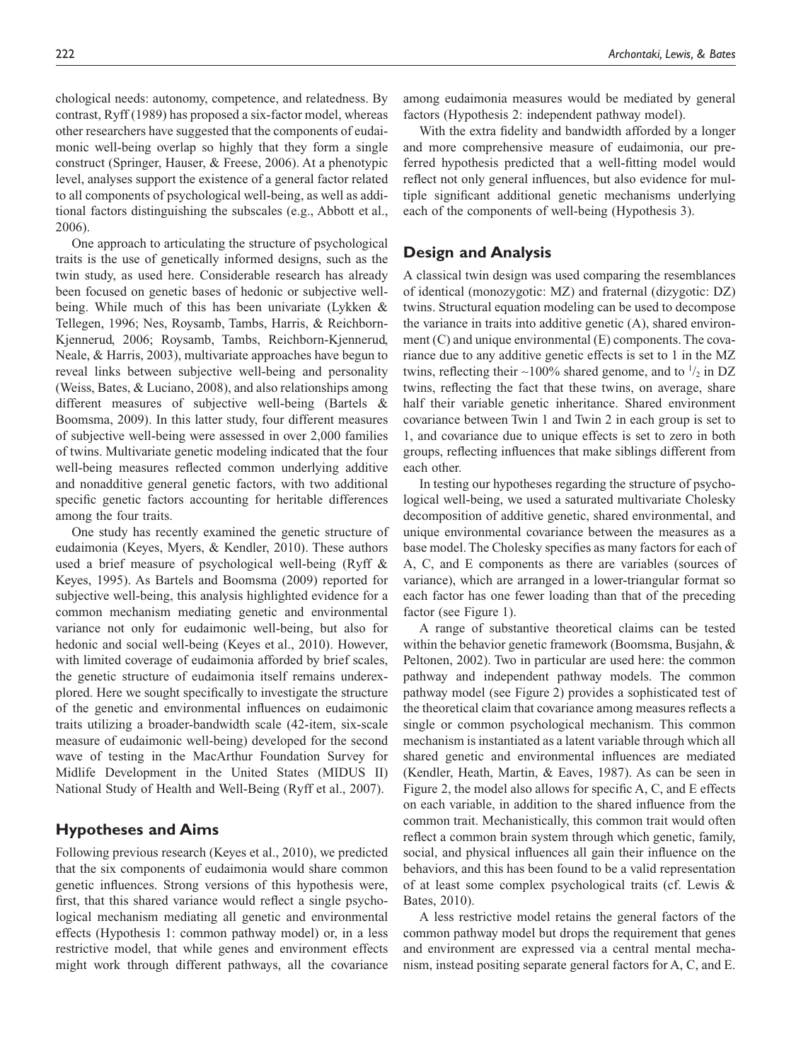chological needs: autonomy, competence, and relatedness. By contrast, Ryff (1989) has proposed a six-factor model, whereas other researchers have suggested that the components of eudaimonic well-being overlap so highly that they form a single construct (Springer, Hauser, & Freese, 2006). At a phenotypic level, analyses support the existence of a general factor related to all components of psychological well-being, as well as additional factors distinguishing the subscales (e.g., Abbott et al., 2006).

One approach to articulating the structure of psychological traits is the use of genetically informed designs, such as the twin study, as used here. Considerable research has already been focused on genetic bases of hedonic or subjective well-being. While much of this has been univariate (Lykken & Tellegen, 1996; Nes, Roysamb, Tambs, Harris, & Reichborn-Kjennerud, 2006; Roysamb, Tambs, Reichborn-Kjennerud, Neale, & Harris, 2003), multivariate approaches have begun to reveal links between subjective well-being and personality (Weiss, Bates, & Luciano, 2008), and also relationships among different measures of subjective well-being (Bartels & Boomsma, 2009). In this latter study, four different measures of subjective well-being were assessed in over 2,000 families of twins. Multivariate genetic modeling indicated that the four well-being measures reflected common underlying additive and nonadditive general genetic factors, with two additional specific genetic factors accounting for heritable differences among the four traits.

One study has recently examined the genetic structure of eudaimonia (Keyes, Myers, & Kendler, 2010). These authors used a brief measure of psychological well-being (Ryff & Keyes, 1995). As Bartels and Boomsma (2009) reported for subjective well-being, this analysis highlighted evidence for a common mechanism mediating genetic and environmental variance not only for eudaimonic well-being, but also for hedonic and social well-being (Keyes et al., 2010). However, with limited coverage of eudaimonia afforded by brief scales, the genetic structure of eudaimonia itself remains underexplored. Here we sought specifically to investigate the structure of the genetic and environmental influences on eudaimonic traits utilizing a broader-bandwidth scale (42-item, six-scale measure of eudaimonic well-being) developed for the second wave of testing in the MacArthur Foundation Survey for Midlife Development in the United States (MIDUS II) National Study of Health and Well-Being (Ryff et al., 2007).

## Hypotheses and Aims

Following previous research (Keyes et al., 2010), we predicted that the six components of eudaimonia would share common genetic influences. Strong versions of this hypothesis were, first, that this shared variance would reflect a single psychological mechanism mediating all genetic and environmental effects (Hypothesis 1: common pathway model) or, in a less restrictive model, that while genes and environment effects might work through different pathways, all the covariance among eudaimonia measures would be mediated by general factors (Hypothesis 2: independent pathway model).

With the extra fidelity and bandwidth afforded by a longer and more comprehensive measure of eudaimonia, our preferred hypothesis predicted that a well-fitting model would reflect not only general influences, but also evidence for multiple significant additional genetic mechanisms underlying each of the components of well-being (Hypothesis 3).

## Design and Analysis

A classical twin design was used comparing the resemblances of identical (monozygotic: MZ) and fraternal (dizygotic: DZ) twins. Structural equation modeling can be used to decompose the variance in traits into additive genetic (A), shared environment (C) and unique environmental (E) components. The covariance due to any additive genetic effects is set to 1 in the MZ twins, reflecting their ~100% shared genome, and to $^1/_2$ in DZ twins, reflecting the fact that these twins, on average, share half their variable genetic inheritance. Shared environment covariance between Twin 1 and Twin 2 in each group is set to 1, and covariance due to unique effects is set to zero in both groups, reflecting influences that make siblings different from each other.

In testing our hypotheses regarding the structure of psychological well-being, we used a saturated multivariate Cholesky decomposition of additive genetic, shared environmental, and unique environmental covariance between the measures as a base model. The Cholesky specifies as many factors for each of A, C, and E components as there are variables (sources of variance), which are arranged in a lower-triangular format so each factor has one fewer loading than that of the preceding factor (see Figure 1).

A range of substantive theoretical claims can be tested within the behavior genetic framework (Boomsma, Busjahn, & Peltonen, 2002). Two in particular are used here: the common pathway and independent pathway models. The common pathway model (see Figure 2) provides a sophisticated test of the theoretical claim that covariance among measures reflects a single or common psychological mechanism. This common mechanism is instantiated as a latent variable through which all shared genetic and environmental influences are mediated (Kendler, Heath, Martin, & Eaves, 1987). As can be seen in Figure 2, the model also allows for specific A, C, and E effects on each variable, in addition to the shared influence from the common trait. Mechanistically, this common trait would often reflect a common brain system through which genetic, family, social, and physical influences all gain their influence on the behaviors, and this has been found to be a valid representation of at least some complex psychological traits (cf. Lewis & Bates, 2010).

A less restrictive model retains the general factors of the common pathway model but drops the requirement that genes and environment are expressed via a central mental mechanism, instead positing separate general factors for A, C, and E.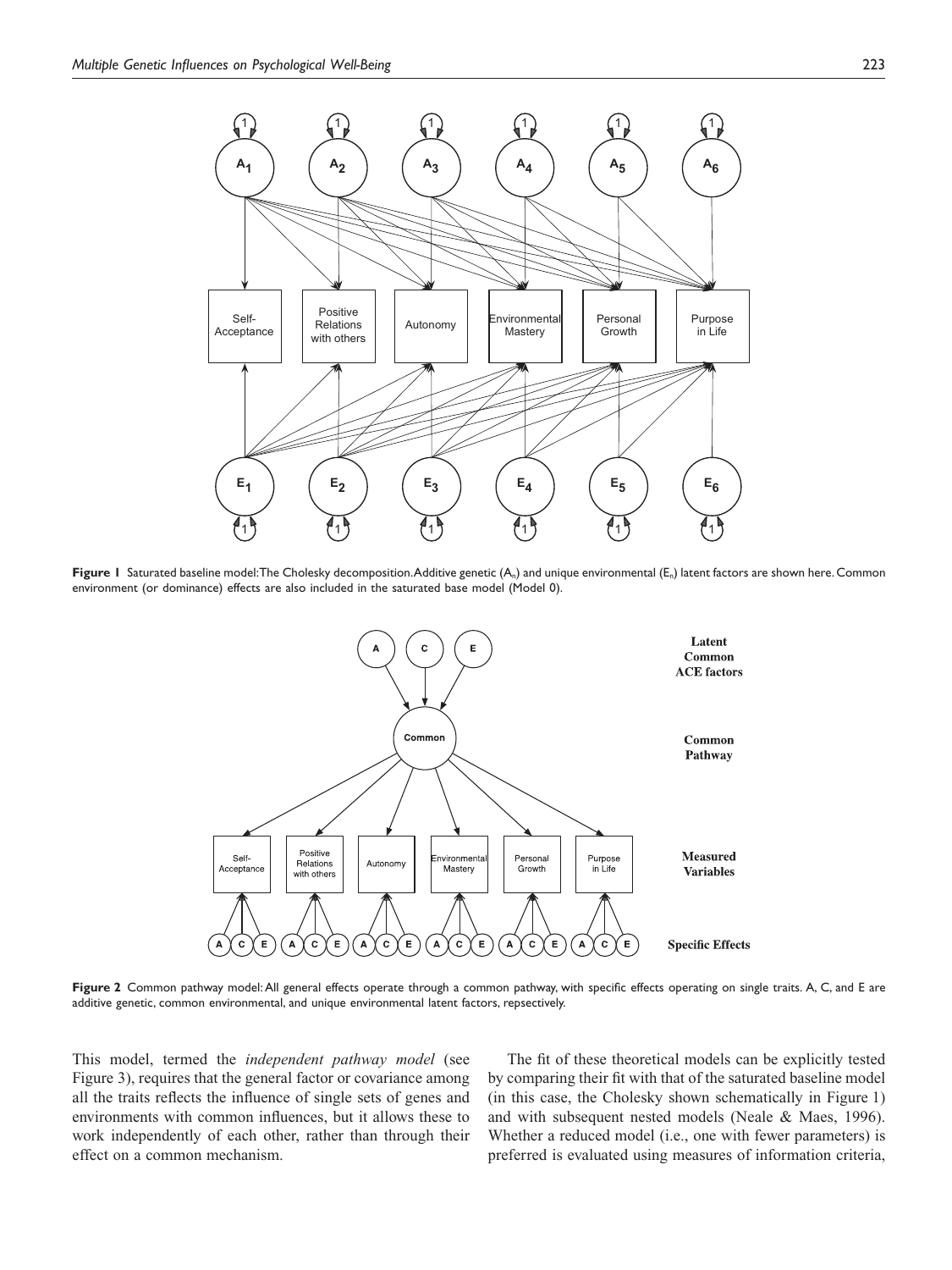**Figure 1** Saturated baseline model: The Cholesky decomposition. Additive genetic ($A_n$) and unique environmental ($E_n$) latent factors are shown here. Common environment (or dominance) effects are also included in the saturated base model (Model 0).

**Figure 2** Common pathway model: All general effects operate through a common pathway, with specific effects operating on single traits. A, C, and E are additive genetic, common environmental, and unique environmental latent factors, repsectively.

This model, termed the *independent pathway model* (see Figure 3), requires that the general factor or covariance among all the traits reflects the influence of single sets of genes and environments with common influences, but it allows these to work independently of each other, rather than through their effect on a common mechanism.

The fit of these theoretical models can be explicitly tested by comparing their fit with that of the saturated baseline model (in this case, the Cholesky shown schematically in Figure 1) and with subsequent nested models (Neale & Maes, 1996). Whether a reduced model (i.e., one with fewer parameters) is preferred is evaluated using measures of information criteria,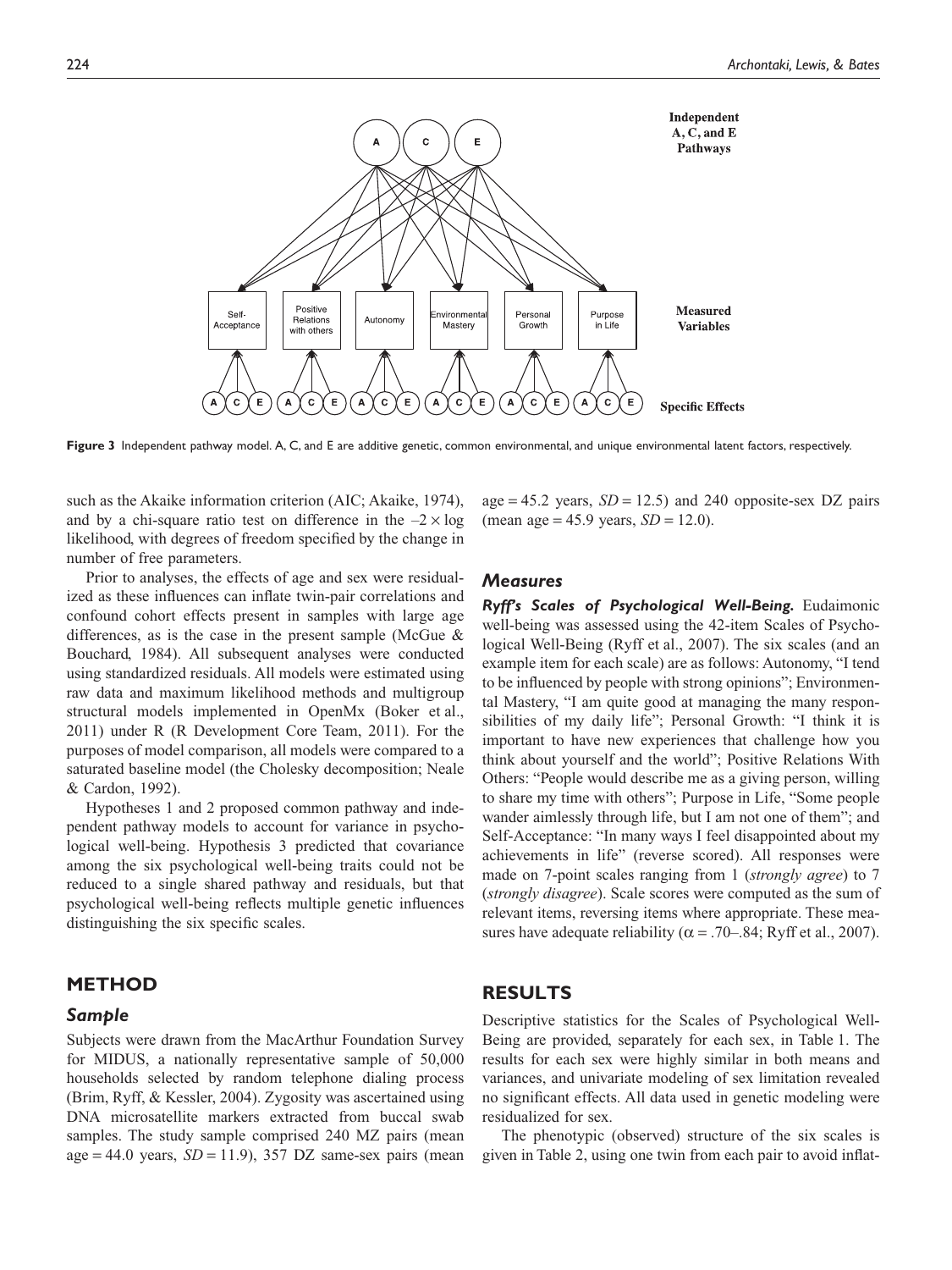**Figure 3** Independent pathway model. A, C, and E are additive genetic, common environmental, and unique environmental latent factors, respectively.

such as the Akaike information criterion (AIC; Akaike, 1974), and by a chi-square ratio test on difference in the $-2 \times \log$ likelihood, with degrees of freedom specified by the change in number of free parameters.

Prior to analyses, the effects of age and sex were residualized as these influences can inflate twin-pair correlations and confound cohort effects present in samples with large age differences, as is the case in the present sample (McGue & Bouchard, 1984). All subsequent analyses were conducted using standardized residuals. All models were estimated using raw data and maximum likelihood methods and multigroup structural models implemented in OpenMx (Boker et al., 2011) under R (R Development Core Team, 2011). For the purposes of model comparison, all models were compared to a saturated baseline model (the Cholesky decomposition; Neale & Cardon, 1992).

Hypotheses 1 and 2 proposed common pathway and independent pathway models to account for variance in psychological well-being. Hypothesis 3 predicted that covariance among the six psychological well-being traits could not be reduced to a single shared pathway and residuals, but that psychological well-being reflects multiple genetic influences distinguishing the six specific scales.

## METHOD

### Sample

Subjects were drawn from the MacArthur Foundation Survey for MIDUS, a nationally representative sample of 50,000 households selected by random telephone dialing process (Brim, Ryff, & Kessler, 2004). Zygosity was ascertained using DNA microsatellite markers extracted from buccal swab samples. The study sample comprised 240 MZ pairs (mean age = 44.0 years, *SD* = 11.9), 357 DZ same-sex pairs (mean age = 45.2 years, *SD* = 12.5) and 240 opposite-sex DZ pairs (mean age = 45.9 years, *SD* = 12.0).

### Measures

***Ryff's Scales of Psychological Well-Being.*** Eudaimonic well-being was assessed using the 42-item Scales of Psychological Well-Being (Ryff et al., 2007). The six scales (and an example item for each scale) are as follows: Autonomy, "I tend to be influenced by people with strong opinions"; Environmental Mastery, "I am quite good at managing the many responsibilities of my daily life"; Personal Growth: "I think it is important to have new experiences that challenge how you think about yourself and the world"; Positive Relations With Others: "People would describe me as a giving person, willing to share my time with others"; Purpose in Life, "Some people wander aimlessly through life, but I am not one of them"; and Self-Acceptance: "In many ways I feel disappointed about my achievements in life" (reverse scored). All responses were made on 7-point scales ranging from 1 (*strongly agree*) to 7 (*strongly disagree*). Scale scores were computed as the sum of relevant items, reversing items where appropriate. These measures have adequate reliability ($\alpha$ = .70–.84; Ryff et al., 2007).

## RESULTS

Descriptive statistics for the Scales of Psychological Well-Being are provided, separately for each sex, in Table 1. The results for each sex were highly similar in both means and variances, and univariate modeling of sex limitation revealed no significant effects. All data used in genetic modeling were residualized for sex.

The phenotypic (observed) structure of the six scales is given in Table 2, using one twin from each pair to avoid inflat-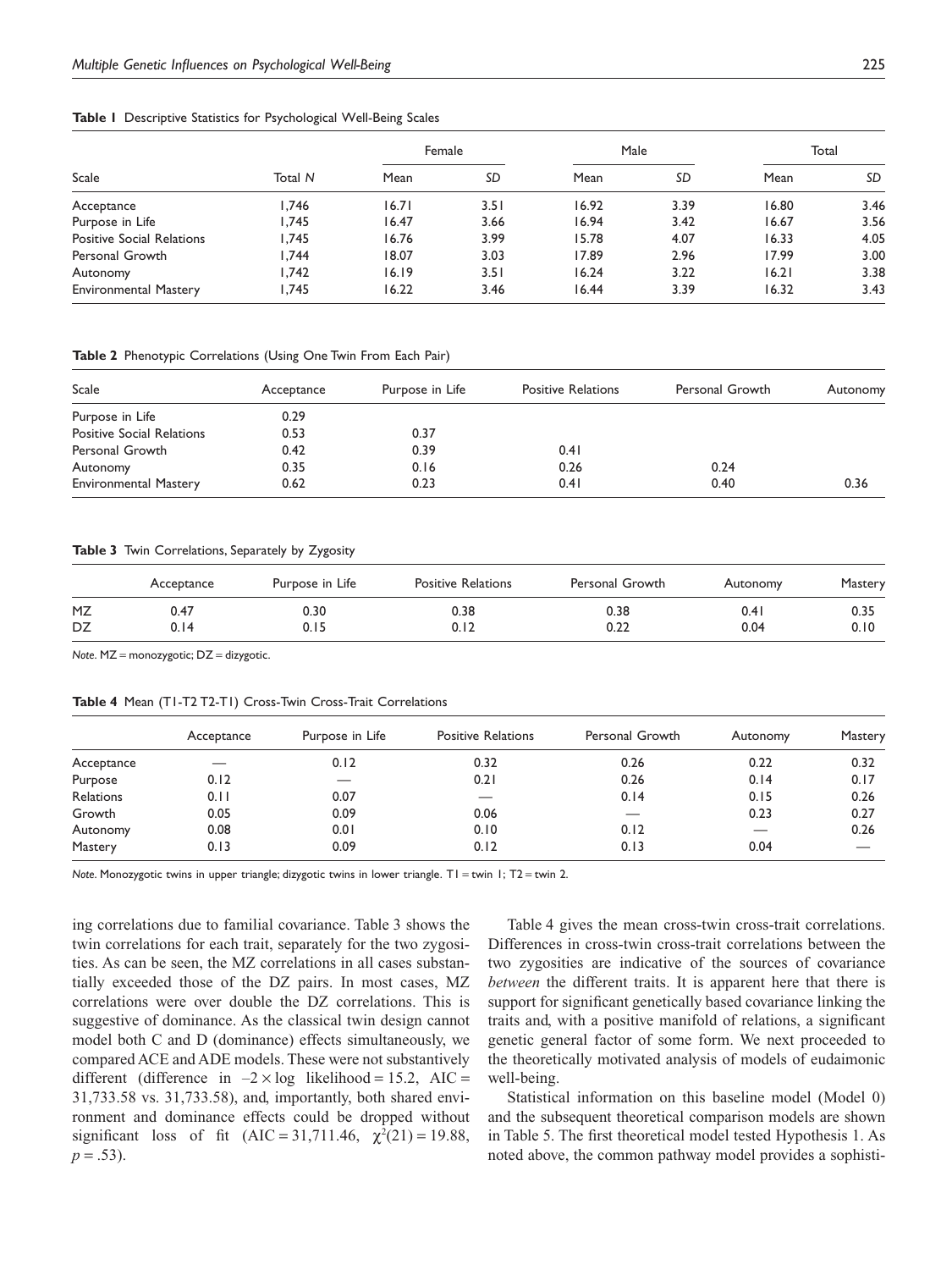**Table 1** Descriptive Statistics for Psychological Well-Being Scales

| Scale | Total *N* | Female | | Male | | Total | |
|---|---|---|---|---|---|---|---|
| | | Mean | *SD* | Mean | *SD* | Mean | *SD* |
| Acceptance | 1,746 | 16.71 | 3.51 | 16.92 | 3.39 | 16.80 | 3.46 |
| Purpose in Life | 1,745 | 16.47 | 3.66 | 16.94 | 3.42 | 16.67 | 3.56 |
| Positive Social Relations | 1,745 | 16.76 | 3.99 | 15.78 | 4.07 | 16.33 | 4.05 |
| Personal Growth | 1,744 | 18.07 | 3.03 | 17.89 | 2.96 | 17.99 | 3.00 |
| Autonomy | 1,742 | 16.19 | 3.51 | 16.24 | 3.22 | 16.21 | 3.38 |
| Environmental Mastery | 1,745 | 16.22 | 3.46 | 16.44 | 3.39 | 16.32 | 3.43 |

**Table 2** Phenotypic Correlations (Using One Twin From Each Pair)

| Scale | Acceptance | Purpose in Life | Positive Relations | Personal Growth | Autonomy |
|---|---|---|---|---|---|
| Purpose in Life | 0.29 | | | | |
| Positive Social Relations | 0.53 | 0.37 | | | |
| Personal Growth | 0.42 | 0.39 | 0.41 | | |
| Autonomy | 0.35 | 0.16 | 0.26 | 0.24 | |
| Environmental Mastery | 0.62 | 0.23 | 0.41 | 0.40 | 0.36 |

**Table 3** Twin Correlations, Separately by Zygosity

| | Acceptance | Purpose in Life | Positive Relations | Personal Growth | Autonomy | Mastery |
|---|---|---|---|---|---|---|
| MZ | 0.47 | 0.30 | 0.38 | 0.38 | 0.41 | 0.35 |
| DZ | 0.14 | 0.15 | 0.12 | 0.22 | 0.04 | 0.10 |

*Note.* MZ = monozygotic; DZ = dizygotic.

**Table 4** Mean (T1-T2 T2-T1) Cross-Twin Cross-Trait Correlations

| | Acceptance | Purpose in Life | Positive Relations | Personal Growth | Autonomy | Mastery |
|---|---|---|---|---|---|---|
| Acceptance | — | 0.12 | 0.32 | 0.26 | 0.22 | 0.32 |
| Purpose | 0.12 | — | 0.21 | 0.26 | 0.14 | 0.17 |
| Relations | 0.11 | 0.07 | — | 0.14 | 0.15 | 0.26 |
| Growth | 0.05 | 0.09 | 0.06 | — | 0.23 | 0.27 |
| Autonomy | 0.08 | 0.01 | 0.10 | 0.12 | — | 0.26 |
| Mastery | 0.13 | 0.09 | 0.12 | 0.13 | 0.04 | — |

*Note.* Monozygotic twins in upper triangle; dizygotic twins in lower triangle. T1 = twin 1; T2 = twin 2.

ing correlations due to familial covariance. Table 3 shows the twin correlations for each trait, separately for the two zygosities. As can be seen, the MZ correlations in all cases substantially exceeded those of the DZ pairs. In most cases, MZ correlations were over double the DZ correlations. This is suggestive of dominance. As the classical twin design cannot model both C and D (dominance) effects simultaneously, we compared ACE and ADE models. These were not substantively different (difference in $-2 \times \log$ likelihood = 15.2, AIC = 31,733.58 vs. 31,733.58), and, importantly, both shared environment and dominance effects could be dropped without significant loss of fit (AIC = 31,711.46, $\chi^2(21) = 19.88$, $p = .53$).

Table 4 gives the mean cross-twin cross-trait correlations. Differences in cross-twin cross-trait correlations between the two zygosities are indicative of the sources of covariance *between* the different traits. It is apparent here that there is support for significant genetically based covariance linking the traits and, with a positive manifold of relations, a significant genetic general factor of some form. We next proceeded to the theoretically motivated analysis of models of eudaimonic well-being.

Statistical information on this baseline model (Model 0) and the subsequent theoretical comparison models are shown in Table 5. The first theoretical model tested Hypothesis 1. As noted above, the common pathway model provides a sophisti-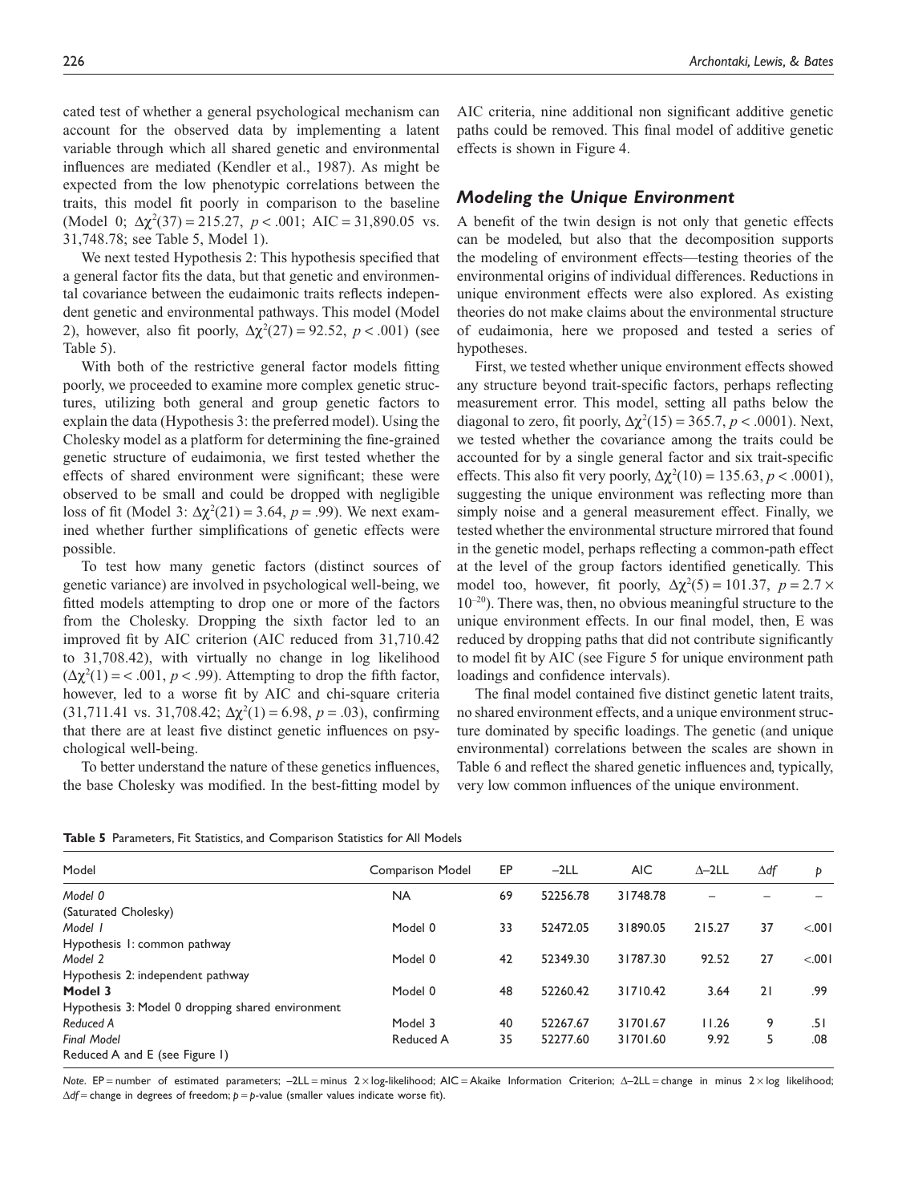cated test of whether a general psychological mechanism can account for the observed data by implementing a latent variable through which all shared genetic and environmental influences are mediated (Kendler et al., 1987). As might be expected from the low phenotypic correlations between the traits, this model fit poorly in comparison to the baseline (Model 0; $\Delta\chi^2(37) = 215.27$, $p < .001$; AIC = 31,890.05 vs. 31,748.78; see Table 5, Model 1).

We next tested Hypothesis 2: This hypothesis specified that a general factor fits the data, but that genetic and environmental covariance between the eudaimonic traits reflects independent genetic and environmental pathways. This model (Model 2), however, also fit poorly, $\Delta\chi^2(27) = 92.52$, $p < .001$) (see Table 5).

With both of the restrictive general factor models fitting poorly, we proceeded to examine more complex genetic structures, utilizing both general and group genetic factors to explain the data (Hypothesis 3: the preferred model). Using the Cholesky model as a platform for determining the fine-grained genetic structure of eudaimonia, we first tested whether the effects of shared environment were significant; these were observed to be small and could be dropped with negligible loss of fit (Model 3: $\Delta\chi^2(21) = 3.64$, $p = .99$). We next examined whether further simplifications of genetic effects were possible.

To test how many genetic factors (distinct sources of genetic variance) are involved in psychological well-being, we fitted models attempting to drop one or more of the factors from the Cholesky. Dropping the sixth factor led to an improved fit by AIC criterion (AIC reduced from 31,710.42 to 31,708.42), with virtually no change in log likelihood ($\Delta\chi^2(1) = < .001$, $p < .99$). Attempting to drop the fifth factor, however, led to a worse fit by AIC and chi-square criteria (31,711.41 vs. 31,708.42; $\Delta\chi^2(1) = 6.98$, $p = .03$), confirming that there are at least five distinct genetic influences on psychological well-being.

To better understand the nature of these genetics influences, the base Cholesky was modified. In the best-fitting model by AIC criteria, nine additional non significant additive genetic paths could be removed. This final model of additive genetic effects is shown in Figure 4.

## Modeling the Unique Environment

A benefit of the twin design is not only that genetic effects can be modeled, but also that the decomposition supports the modeling of environment effects—testing theories of the environmental origins of individual differences. Reductions in unique environment effects were also explored. As existing theories do not make claims about the environmental structure of eudaimonia, here we proposed and tested a series of hypotheses.

First, we tested whether unique environment effects showed any structure beyond trait-specific factors, perhaps reflecting measurement error. This model, setting all paths below the diagonal to zero, fit poorly, $\Delta\chi^2(15) = 365.7$, $p < .0001$). Next, we tested whether the covariance among the traits could be accounted for by a single general factor and six trait-specific effects. This also fit very poorly, $\Delta\chi^2(10) = 135.63$, $p < .0001$), suggesting the unique environment was reflecting more than simply noise and a general measurement effect. Finally, we tested whether the environmental structure mirrored that found in the genetic model, perhaps reflecting a common-path effect at the level of the group factors identified genetically. This model too, however, fit poorly, $\Delta\chi^2(5) = 101.37$, $p = 2.7 \times 10^{-20}$). There was, then, no obvious meaningful structure to the unique environment effects. In our final model, then, E was reduced by dropping paths that did not contribute significantly to model fit by AIC (see Figure 5 for unique environment path loadings and confidence intervals).

The final model contained five distinct genetic latent traits, no shared environment effects, and a unique environment structure dominated by specific loadings. The genetic (and unique environmental) correlations between the scales are shown in Table 6 and reflect the shared genetic influences and, typically, very low common influences of the unique environment.

**Table 5** Parameters, Fit Statistics, and Comparison Statistics for All Models

| Model | Comparison Model | EP | –2LL | AIC | Δ–2LL | Δdf | p |
|---|---|---|---|---|---|---|---|
| *Model 0* (Saturated Cholesky) | NA | 69 | 52256.78 | 31748.78 | – | – | – |
| *Model 1* Hypothesis 1: common pathway | Model 0 | 33 | 52472.05 | 31890.05 | 215.27 | 37 | <.001 |
| *Model 2* Hypothesis 2: independent pathway | Model 0 | 42 | 52349.30 | 31787.30 | 92.52 | 27 | <.001 |
| **Model 3** Hypothesis 3: Model 0 dropping shared environment | Model 0 | 48 | 52260.42 | 31710.42 | 3.64 | 21 | .99 |
| *Reduced A* | Model 3 | 40 | 52267.67 | 31701.67 | 11.26 | 9 | .51 |
| *Final Model* Reduced A and E (see Figure 1) | Reduced A | 35 | 52277.60 | 31701.60 | 9.92 | 5 | .08 |

*Note.* EP = number of estimated parameters; –2LL = minus 2 × log-likelihood; AIC = Akaike Information Criterion; Δ–2LL = change in minus 2 × log likelihood; Δdf = change in degrees of freedom; p = p-value (smaller values indicate worse fit).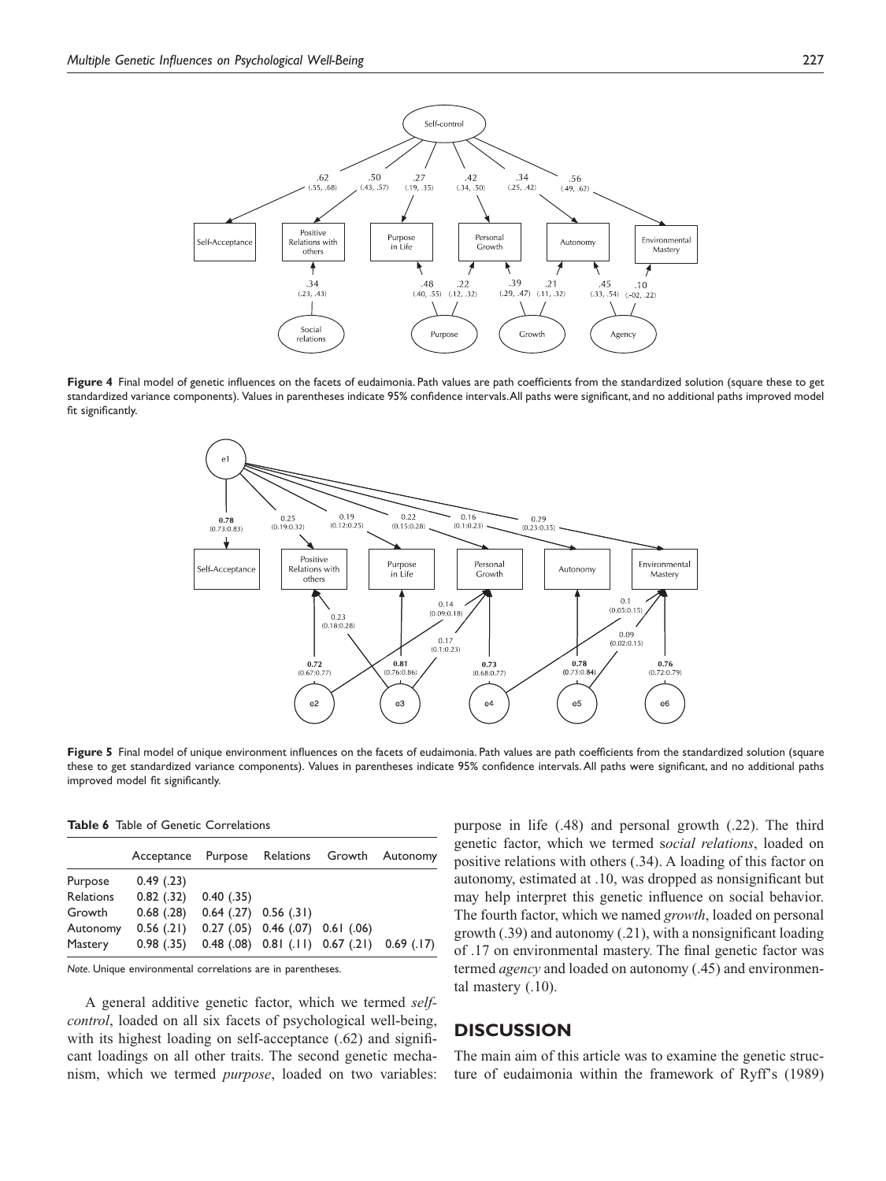**Figure 4** Final model of genetic influences on the facets of eudaimonia. Path values are path coefficients from the standardized solution (square these to get standardized variance components). Values in parentheses indicate 95% confidence intervals. All paths were significant, and no additional paths improved model fit significantly.

**Figure 5** Final model of unique environment influences on the facets of eudaimonia. Path values are path coefficients from the standardized solution (square these to get standardized variance components). Values in parentheses indicate 95% confidence intervals. All paths were significant, and no additional paths improved model fit significantly.

**Table 6** Table of Genetic Correlations

| | Acceptance | Purpose | Relations | Growth | Autonomy |
|---|---|---|---|---|---|
| Purpose | 0.49 (.23) | | | | |
| Relations | 0.82 (.32) | 0.40 (.35) | | | |
| Growth | 0.68 (.28) | 0.64 (.27) | 0.56 (.31) | | |
| Autonomy | 0.56 (.21) | 0.27 (.05) | 0.46 (.07) | 0.61 (.06) | |
| Mastery | 0.98 (.35) | 0.48 (.08) | 0.81 (.11) | 0.67 (.21) | 0.69 (.17) |

*Note*. Unique environmental correlations are in parentheses.

A general additive genetic factor, which we termed *self-control*, loaded on all six facets of psychological well-being, with its highest loading on self-acceptance (.62) and significant loadings on all other traits. The second genetic mechanism, which we termed *purpose*, loaded on two variables: purpose in life (.48) and personal growth (.22). The third genetic factor, which we termed s*ocial relations*, loaded on positive relations with others (.34). A loading of this factor on autonomy, estimated at .10, was dropped as nonsignificant but may help interpret this genetic influence on social behavior. The fourth factor, which we named *growth*, loaded on personal growth (.39) and autonomy (.21), with a nonsignificant loading of .17 on environmental mastery. The final genetic factor was termed *agency* and loaded on autonomy (.45) and environmental mastery (.10).

## DISCUSSION

The main aim of this article was to examine the genetic structure of eudaimonia within the framework of Ryff's (1989)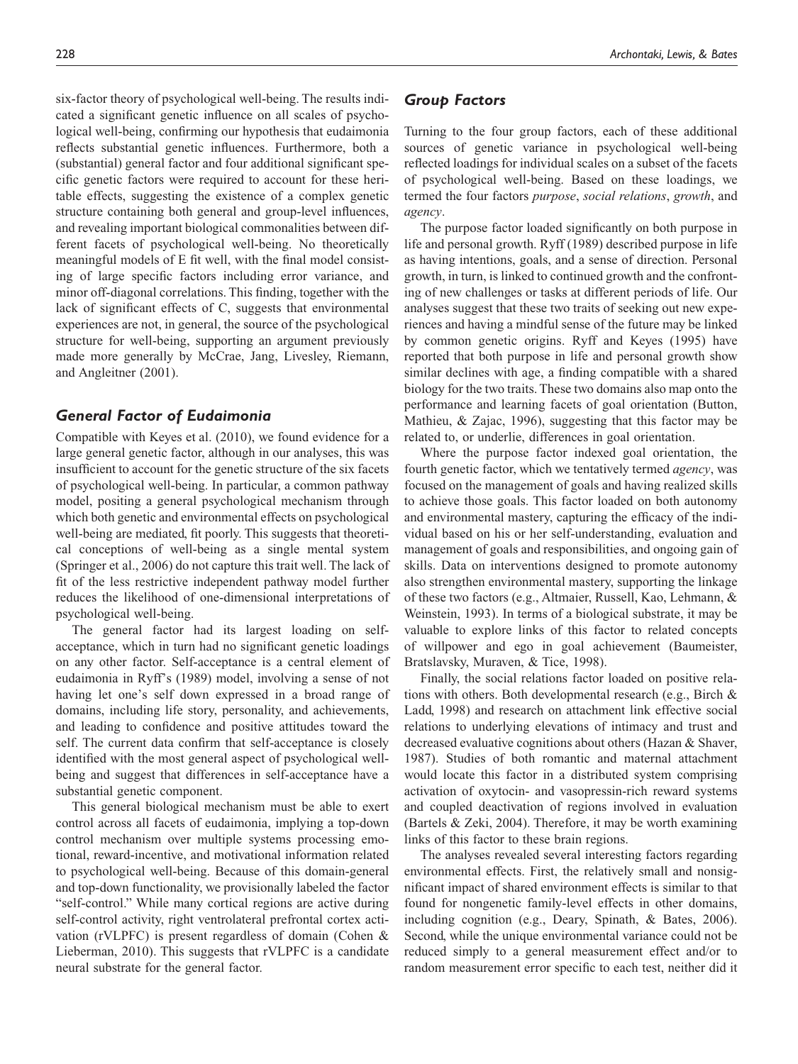six-factor theory of psychological well-being. The results indicated a significant genetic influence on all scales of psychological well-being, confirming our hypothesis that eudaimonia reflects substantial genetic influences. Furthermore, both a (substantial) general factor and four additional significant specific genetic factors were required to account for these heritable effects, suggesting the existence of a complex genetic structure containing both general and group-level influences, and revealing important biological commonalities between different facets of psychological well-being. No theoretically meaningful models of E fit well, with the final model consisting of large specific factors including error variance, and minor off-diagonal correlations. This finding, together with the lack of significant effects of C, suggests that environmental experiences are not, in general, the source of the psychological structure for well-being, supporting an argument previously made more generally by McCrae, Jang, Livesley, Riemann, and Angleitner (2001).

## General Factor of Eudaimonia

Compatible with Keyes et al. (2010), we found evidence for a large general genetic factor, although in our analyses, this was insufficient to account for the genetic structure of the six facets of psychological well-being. In particular, a common pathway model, positing a general psychological mechanism through which both genetic and environmental effects on psychological well-being are mediated, fit poorly. This suggests that theoretical conceptions of well-being as a single mental system (Springer et al., 2006) do not capture this trait well. The lack of fit of the less restrictive independent pathway model further reduces the likelihood of one-dimensional interpretations of psychological well-being.

The general factor had its largest loading on self-acceptance, which in turn had no significant genetic loadings on any other factor. Self-acceptance is a central element of eudaimonia in Ryff's (1989) model, involving a sense of not having let one's self down expressed in a broad range of domains, including life story, personality, and achievements, and leading to confidence and positive attitudes toward the self. The current data confirm that self-acceptance is closely identified with the most general aspect of psychological well-being and suggest that differences in self-acceptance have a substantial genetic component.

This general biological mechanism must be able to exert control across all facets of eudaimonia, implying a top-down control mechanism over multiple systems processing emotional, reward-incentive, and motivational information related to psychological well-being. Because of this domain-general and top-down functionality, we provisionally labeled the factor "self-control." While many cortical regions are active during self-control activity, right ventrolateral prefrontal cortex activation (rVLPFC) is present regardless of domain (Cohen & Lieberman, 2010). This suggests that rVLPFC is a candidate neural substrate for the general factor.

## Group Factors

Turning to the four group factors, each of these additional sources of genetic variance in psychological well-being reflected loadings for individual scales on a subset of the facets of psychological well-being. Based on these loadings, we termed the four factors *purpose*, *social relations*, *growth*, and *agency*.

The purpose factor loaded significantly on both purpose in life and personal growth. Ryff (1989) described purpose in life as having intentions, goals, and a sense of direction. Personal growth, in turn, is linked to continued growth and the confronting of new challenges or tasks at different periods of life. Our analyses suggest that these two traits of seeking out new experiences and having a mindful sense of the future may be linked by common genetic origins. Ryff and Keyes (1995) have reported that both purpose in life and personal growth show similar declines with age, a finding compatible with a shared biology for the two traits. These two domains also map onto the performance and learning facets of goal orientation (Button, Mathieu, & Zajac, 1996), suggesting that this factor may be related to, or underlie, differences in goal orientation.

Where the purpose factor indexed goal orientation, the fourth genetic factor, which we tentatively termed *agency*, was focused on the management of goals and having realized skills to achieve those goals. This factor loaded on both autonomy and environmental mastery, capturing the efficacy of the individual based on his or her self-understanding, evaluation and management of goals and responsibilities, and ongoing gain of skills. Data on interventions designed to promote autonomy also strengthen environmental mastery, supporting the linkage of these two factors (e.g., Altmaier, Russell, Kao, Lehmann, & Weinstein, 1993). In terms of a biological substrate, it may be valuable to explore links of this factor to related concepts of willpower and ego in goal achievement (Baumeister, Bratslavsky, Muraven, & Tice, 1998).

Finally, the social relations factor loaded on positive relations with others. Both developmental research (e.g., Birch & Ladd, 1998) and research on attachment link effective social relations to underlying elevations of intimacy and trust and decreased evaluative cognitions about others (Hazan & Shaver, 1987). Studies of both romantic and maternal attachment would locate this factor in a distributed system comprising activation of oxytocin- and vasopressin-rich reward systems and coupled deactivation of regions involved in evaluation (Bartels & Zeki, 2004). Therefore, it may be worth examining links of this factor to these brain regions.

The analyses revealed several interesting factors regarding environmental effects. First, the relatively small and nonsignificant impact of shared environment effects is similar to that found for nongenetic family-level effects in other domains, including cognition (e.g., Deary, Spinath, & Bates, 2006). Second, while the unique environmental variance could not be reduced simply to a general measurement effect and/or to random measurement error specific to each test, neither did it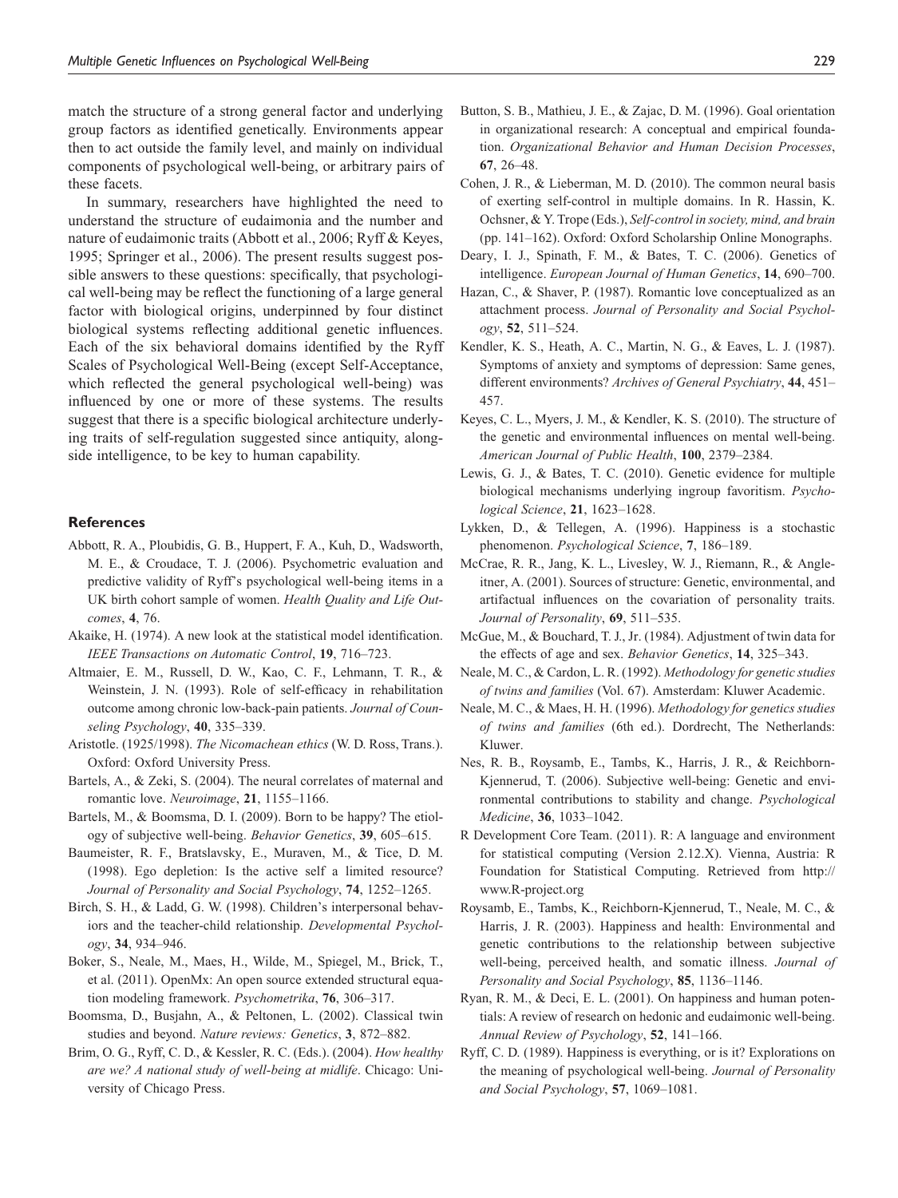match the structure of a strong general factor and underlying group factors as identified genetically. Environments appear then to act outside the family level, and mainly on individual components of psychological well-being, or arbitrary pairs of these facets.

In summary, researchers have highlighted the need to understand the structure of eudaimonia and the number and nature of eudaimonic traits (Abbott et al., 2006; Ryff & Keyes, 1995; Springer et al., 2006). The present results suggest possible answers to these questions: specifically, that psychological well-being may be reflect the functioning of a large general factor with biological origins, underpinned by four distinct biological systems reflecting additional genetic influences. Each of the six behavioral domains identified by the Ryff Scales of Psychological Well-Being (except Self-Acceptance, which reflected the general psychological well-being) was influenced by one or more of these systems. The results suggest that there is a specific biological architecture underlying traits of self-regulation suggested since antiquity, alongside intelligence, to be key to human capability.

## References

Abbott, R. A., Ploubidis, G. B., Huppert, F. A., Kuh, D., Wadsworth, M. E., & Croudace, T. J. (2006). Psychometric evaluation and predictive validity of Ryff's psychological well-being items in a UK birth cohort sample of women. *Health Quality and Life Outcomes*, **4**, 76.

Akaike, H. (1974). A new look at the statistical model identification. *IEEE Transactions on Automatic Control*, **19**, 716–723.

Altmaier, E. M., Russell, D. W., Kao, C. F., Lehmann, T. R., & Weinstein, J. N. (1993). Role of self-efficacy in rehabilitation outcome among chronic low-back-pain patients. *Journal of Counseling Psychology*, **40**, 335–339.

Aristotle. (1925/1998). *The Nicomachean ethics* (W. D. Ross, Trans.). Oxford: Oxford University Press.

Bartels, A., & Zeki, S. (2004). The neural correlates of maternal and romantic love. *Neuroimage*, **21**, 1155–1166.

Bartels, M., & Boomsma, D. I. (2009). Born to be happy? The etiology of subjective well-being. *Behavior Genetics*, **39**, 605–615.

Baumeister, R. F., Bratslavsky, E., Muraven, M., & Tice, D. M. (1998). Ego depletion: Is the active self a limited resource? *Journal of Personality and Social Psychology*, **74**, 1252–1265.

Birch, S. H., & Ladd, G. W. (1998). Children's interpersonal behaviors and the teacher-child relationship. *Developmental Psychology*, **34**, 934–946.

Boker, S., Neale, M., Maes, H., Wilde, M., Spiegel, M., Brick, T., et al. (2011). OpenMx: An open source extended structural equation modeling framework. *Psychometrika*, **76**, 306–317.

Boomsma, D., Busjahn, A., & Peltonen, L. (2002). Classical twin studies and beyond. *Nature reviews: Genetics*, **3**, 872–882.

Brim, O. G., Ryff, C. D., & Kessler, R. C. (Eds.). (2004). *How healthy are we? A national study of well-being at midlife*. Chicago: University of Chicago Press.

Button, S. B., Mathieu, J. E., & Zajac, D. M. (1996). Goal orientation in organizational research: A conceptual and empirical foundation. *Organizational Behavior and Human Decision Processes*, **67**, 26–48.

Cohen, J. R., & Lieberman, M. D. (2010). The common neural basis of exerting self-control in multiple domains. In R. Hassin, K. Ochsner, & Y. Trope (Eds.), *Self-control in society, mind, and brain* (pp. 141–162). Oxford: Oxford Scholarship Online Monographs.

Deary, I. J., Spinath, F. M., & Bates, T. C. (2006). Genetics of intelligence. *European Journal of Human Genetics*, **14**, 690–700.

Hazan, C., & Shaver, P. (1987). Romantic love conceptualized as an attachment process. *Journal of Personality and Social Psychology*, **52**, 511–524.

Kendler, K. S., Heath, A. C., Martin, N. G., & Eaves, L. J. (1987). Symptoms of anxiety and symptoms of depression: Same genes, different environments? *Archives of General Psychiatry*, **44**, 451–457.

Keyes, C. L., Myers, J. M., & Kendler, K. S. (2010). The structure of the genetic and environmental influences on mental well-being. *American Journal of Public Health*, **100**, 2379–2384.

Lewis, G. J., & Bates, T. C. (2010). Genetic evidence for multiple biological mechanisms underlying ingroup favoritism. *Psychological Science*, **21**, 1623–1628.

Lykken, D., & Tellegen, A. (1996). Happiness is a stochastic phenomenon. *Psychological Science*, **7**, 186–189.

McCrae, R. R., Jang, K. L., Livesley, W. J., Riemann, R., & Angleitner, A. (2001). Sources of structure: Genetic, environmental, and artifactual influences on the covariation of personality traits. *Journal of Personality*, **69**, 511–535.

McGue, M., & Bouchard, T. J., Jr. (1984). Adjustment of twin data for the effects of age and sex. *Behavior Genetics*, **14**, 325–343.

Neale, M. C., & Cardon, L. R. (1992). *Methodology for genetic studies of twins and families* (Vol. 67). Amsterdam: Kluwer Academic.

Neale, M. C., & Maes, H. H. (1996). *Methodology for genetics studies of twins and families* (6th ed.). Dordrecht, The Netherlands: Kluwer.

Nes, R. B., Roysamb, E., Tambs, K., Harris, J. R., & Reichborn-Kjennerud, T. (2006). Subjective well-being: Genetic and environmental contributions to stability and change. *Psychological Medicine*, **36**, 1033–1042.

R Development Core Team. (2011). R: A language and environment for statistical computing (Version 2.12.X). Vienna, Austria: R Foundation for Statistical Computing. Retrieved from http://www.R-project.org

Roysamb, E., Tambs, K., Reichborn-Kjennerud, T., Neale, M. C., & Harris, J. R. (2003). Happiness and health: Environmental and genetic contributions to the relationship between subjective well-being, perceived health, and somatic illness. *Journal of Personality and Social Psychology*, **85**, 1136–1146.

Ryan, R. M., & Deci, E. L. (2001). On happiness and human potentials: A review of research on hedonic and eudaimonic well-being. *Annual Review of Psychology*, **52**, 141–166.

Ryff, C. D. (1989). Happiness is everything, or is it? Explorations on the meaning of psychological well-being. *Journal of Personality and Social Psychology*, **57**, 1069–1081.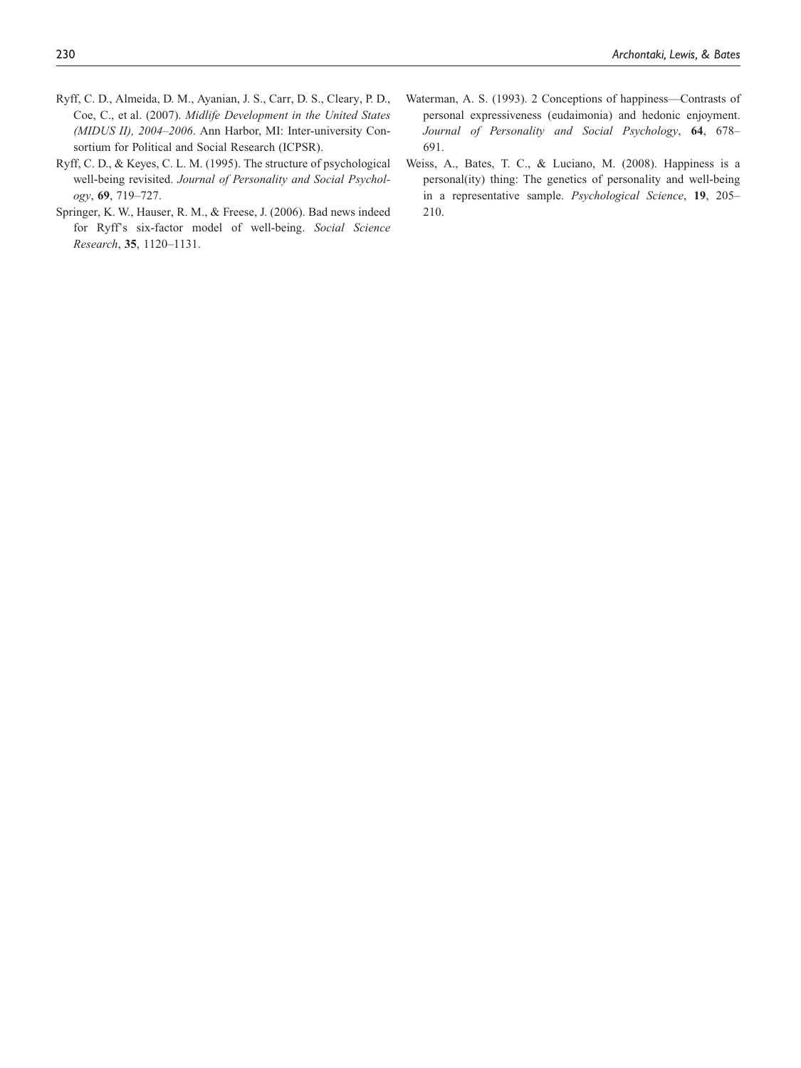Ryff, C. D., Almeida, D. M., Ayanian, J. S., Carr, D. S., Cleary, P. D., Coe, C., et al. (2007). *Midlife Development in the United States (MIDUS II), 2004–2006*. Ann Harbor, MI: Inter-university Consortium for Political and Social Research (ICPSR).

Ryff, C. D., & Keyes, C. L. M. (1995). The structure of psychological well-being revisited. *Journal of Personality and Social Psychology*, **69**, 719–727.

Springer, K. W., Hauser, R. M., & Freese, J. (2006). Bad news indeed for Ryff's six-factor model of well-being. *Social Science Research*, **35**, 1120–1131.

Waterman, A. S. (1993). 2 Conceptions of happiness—Contrasts of personal expressiveness (eudaimonia) and hedonic enjoyment. *Journal of Personality and Social Psychology*, **64**, 678–691.

Weiss, A., Bates, T. C., & Luciano, M. (2008). Happiness is a personal(ity) thing: The genetics of personality and well-being in a representative sample. *Psychological Science*, **19**, 205–210.